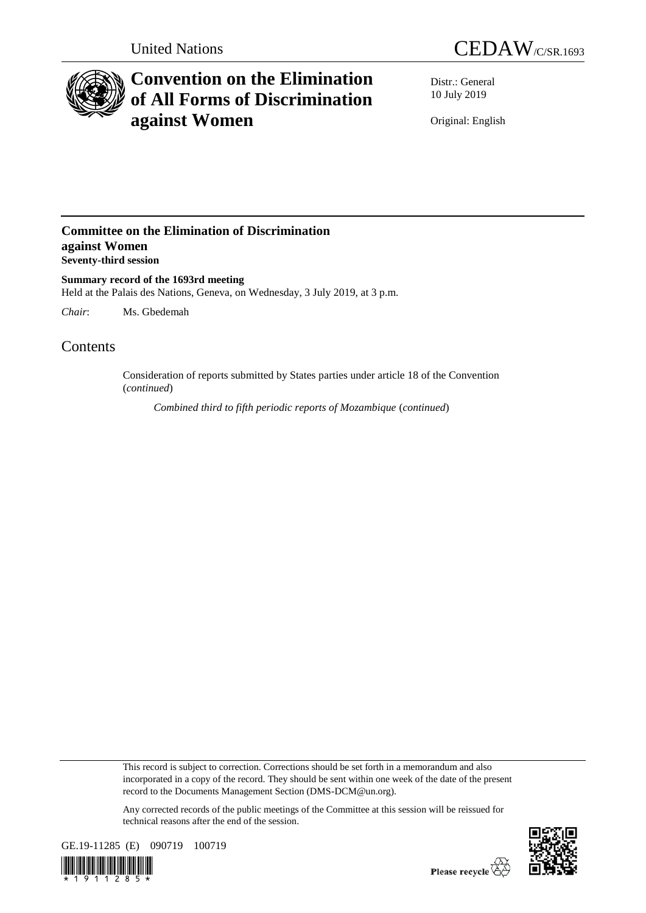United Nations

CEDAW/C/SR.1693

# Convention on the Elimination of All Forms of Discrimination against Women

Distr.: General
10 July 2019

Original: English

## Committee on the Elimination of Discrimination against Women
**Seventy-third session**

**Summary record of the 1693rd meeting**
Held at the Palais des Nations, Geneva, on Wednesday, 3 July 2019, at 3 p.m.

*Chair*: Ms. Gbedemah

# Contents

Consideration of reports submitted by States parties under article 18 of the Convention (*continued*)

*Combined third to fifth periodic reports of Mozambique* (*continued*)

This record is subject to correction. Corrections should be set forth in a memorandum and also incorporated in a copy of the record. They should be sent within one week of the date of the present record to the Documents Management Section (DMS-DCM@un.org).

Any corrected records of the public meetings of the Committee at this session will be reissued for technical reasons after the end of the session.

GE.19-11285 (E) 090719 100719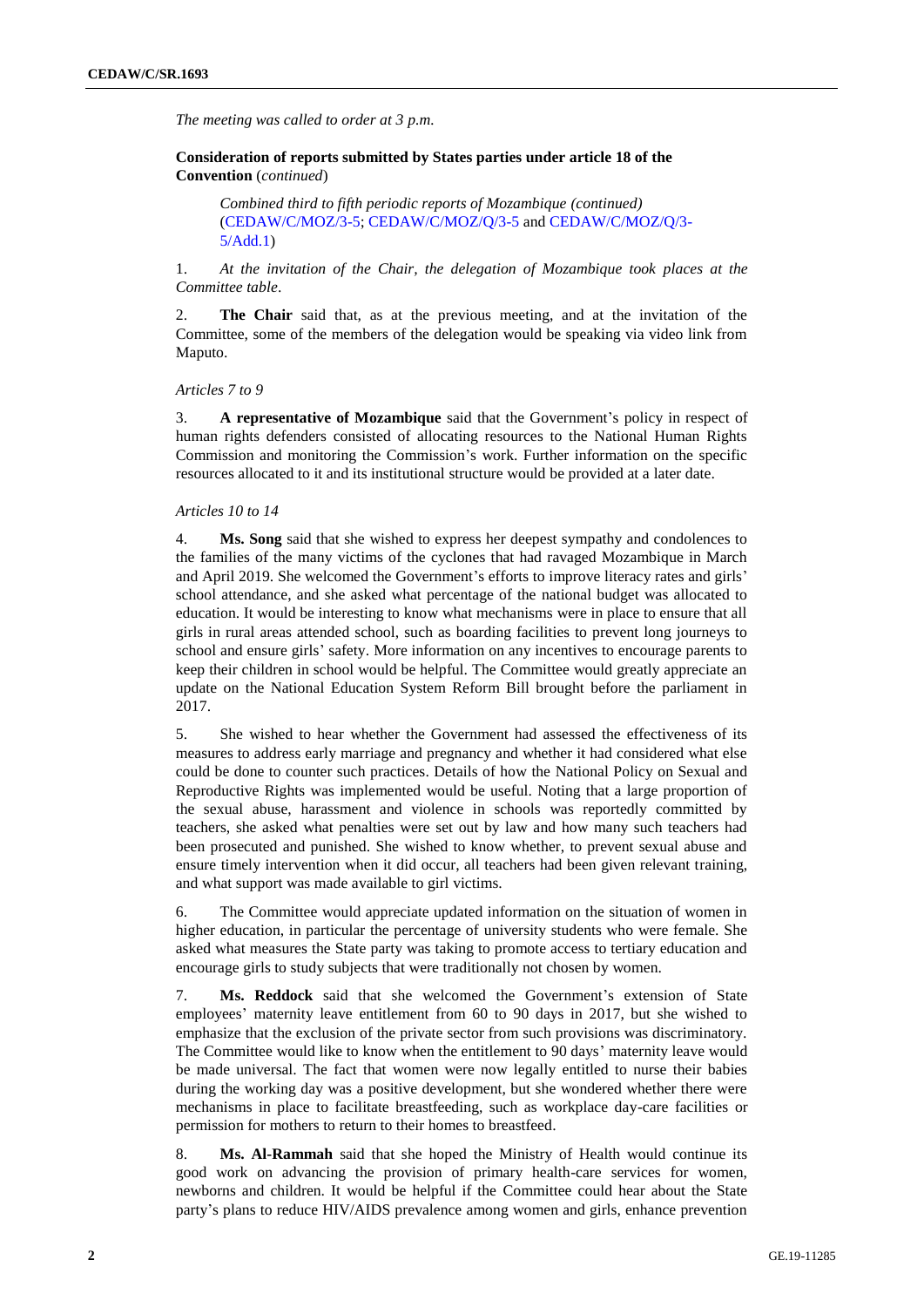*The meeting was called to order at 3 p.m.*

**Consideration of reports submitted by States parties under article 18 of the Convention** (*continued*)

*Combined third to fifth periodic reports of Mozambique (continued)* (CEDAW/C/MOZ/3-5; CEDAW/C/MOZ/Q/3-5 and CEDAW/C/MOZ/Q/3-5/Add.1)

1. *At the invitation of the Chair, the delegation of Mozambique took places at the Committee table*.

2. **The Chair** said that, as at the previous meeting, and at the invitation of the Committee, some of the members of the delegation would be speaking via video link from Maputo.

*Articles 7 to 9*

3. **A representative of Mozambique** said that the Government's policy in respect of human rights defenders consisted of allocating resources to the National Human Rights Commission and monitoring the Commission's work. Further information on the specific resources allocated to it and its institutional structure would be provided at a later date.

*Articles 10 to 14*

4. **Ms. Song** said that she wished to express her deepest sympathy and condolences to the families of the many victims of the cyclones that had ravaged Mozambique in March and April 2019. She welcomed the Government's efforts to improve literacy rates and girls' school attendance, and she asked what percentage of the national budget was allocated to education. It would be interesting to know what mechanisms were in place to ensure that all girls in rural areas attended school, such as boarding facilities to prevent long journeys to school and ensure girls' safety. More information on any incentives to encourage parents to keep their children in school would be helpful. The Committee would greatly appreciate an update on the National Education System Reform Bill brought before the parliament in 2017.

5. She wished to hear whether the Government had assessed the effectiveness of its measures to address early marriage and pregnancy and whether it had considered what else could be done to counter such practices. Details of how the National Policy on Sexual and Reproductive Rights was implemented would be useful. Noting that a large proportion of the sexual abuse, harassment and violence in schools was reportedly committed by teachers, she asked what penalties were set out by law and how many such teachers had been prosecuted and punished. She wished to know whether, to prevent sexual abuse and ensure timely intervention when it did occur, all teachers had been given relevant training, and what support was made available to girl victims.

6. The Committee would appreciate updated information on the situation of women in higher education, in particular the percentage of university students who were female. She asked what measures the State party was taking to promote access to tertiary education and encourage girls to study subjects that were traditionally not chosen by women.

7. **Ms. Reddock** said that she welcomed the Government's extension of State employees' maternity leave entitlement from 60 to 90 days in 2017, but she wished to emphasize that the exclusion of the private sector from such provisions was discriminatory. The Committee would like to know when the entitlement to 90 days' maternity leave would be made universal. The fact that women were now legally entitled to nurse their babies during the working day was a positive development, but she wondered whether there were mechanisms in place to facilitate breastfeeding, such as workplace day-care facilities or permission for mothers to return to their homes to breastfeed.

8. **Ms. Al-Rammah** said that she hoped the Ministry of Health would continue its good work on advancing the provision of primary health-care services for women, newborns and children. It would be helpful if the Committee could hear about the State party's plans to reduce HIV/AIDS prevalence among women and girls, enhance prevention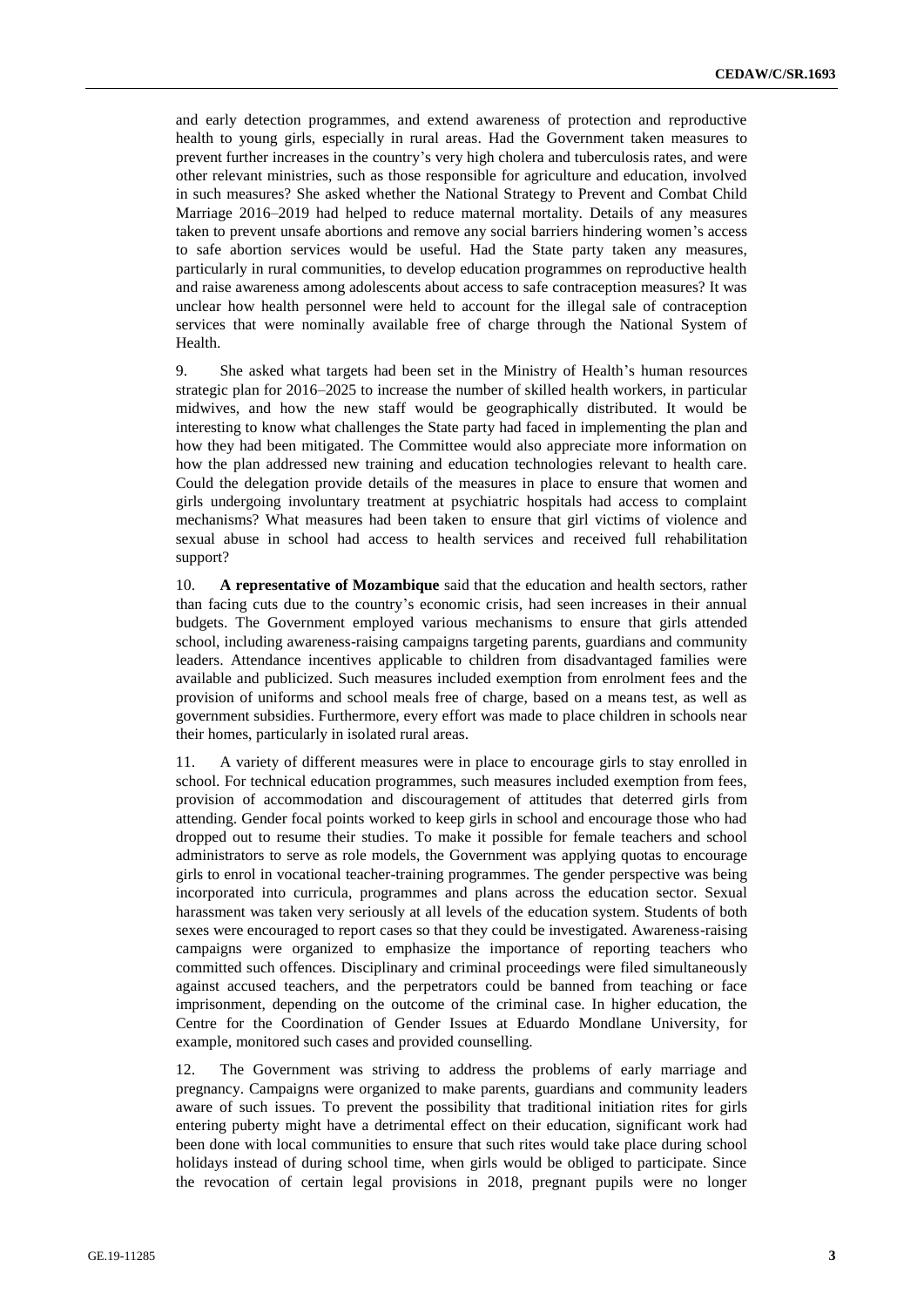and early detection programmes, and extend awareness of protection and reproductive health to young girls, especially in rural areas. Had the Government taken measures to prevent further increases in the country's very high cholera and tuberculosis rates, and were other relevant ministries, such as those responsible for agriculture and education, involved in such measures? She asked whether the National Strategy to Prevent and Combat Child Marriage 2016–2019 had helped to reduce maternal mortality. Details of any measures taken to prevent unsafe abortions and remove any social barriers hindering women's access to safe abortion services would be useful. Had the State party taken any measures, particularly in rural communities, to develop education programmes on reproductive health and raise awareness among adolescents about access to safe contraception measures? It was unclear how health personnel were held to account for the illegal sale of contraception services that were nominally available free of charge through the National System of Health.

9. She asked what targets had been set in the Ministry of Health's human resources strategic plan for 2016–2025 to increase the number of skilled health workers, in particular midwives, and how the new staff would be geographically distributed. It would be interesting to know what challenges the State party had faced in implementing the plan and how they had been mitigated. The Committee would also appreciate more information on how the plan addressed new training and education technologies relevant to health care. Could the delegation provide details of the measures in place to ensure that women and girls undergoing involuntary treatment at psychiatric hospitals had access to complaint mechanisms? What measures had been taken to ensure that girl victims of violence and sexual abuse in school had access to health services and received full rehabilitation support?

10. **A representative of Mozambique** said that the education and health sectors, rather than facing cuts due to the country's economic crisis, had seen increases in their annual budgets. The Government employed various mechanisms to ensure that girls attended school, including awareness-raising campaigns targeting parents, guardians and community leaders. Attendance incentives applicable to children from disadvantaged families were available and publicized. Such measures included exemption from enrolment fees and the provision of uniforms and school meals free of charge, based on a means test, as well as government subsidies. Furthermore, every effort was made to place children in schools near their homes, particularly in isolated rural areas.

11. A variety of different measures were in place to encourage girls to stay enrolled in school. For technical education programmes, such measures included exemption from fees, provision of accommodation and discouragement of attitudes that deterred girls from attending. Gender focal points worked to keep girls in school and encourage those who had dropped out to resume their studies. To make it possible for female teachers and school administrators to serve as role models, the Government was applying quotas to encourage girls to enrol in vocational teacher-training programmes. The gender perspective was being incorporated into curricula, programmes and plans across the education sector. Sexual harassment was taken very seriously at all levels of the education system. Students of both sexes were encouraged to report cases so that they could be investigated. Awareness-raising campaigns were organized to emphasize the importance of reporting teachers who committed such offences. Disciplinary and criminal proceedings were filed simultaneously against accused teachers, and the perpetrators could be banned from teaching or face imprisonment, depending on the outcome of the criminal case. In higher education, the Centre for the Coordination of Gender Issues at Eduardo Mondlane University, for example, monitored such cases and provided counselling.

12. The Government was striving to address the problems of early marriage and pregnancy. Campaigns were organized to make parents, guardians and community leaders aware of such issues. To prevent the possibility that traditional initiation rites for girls entering puberty might have a detrimental effect on their education, significant work had been done with local communities to ensure that such rites would take place during school holidays instead of during school time, when girls would be obliged to participate. Since the revocation of certain legal provisions in 2018, pregnant pupils were no longer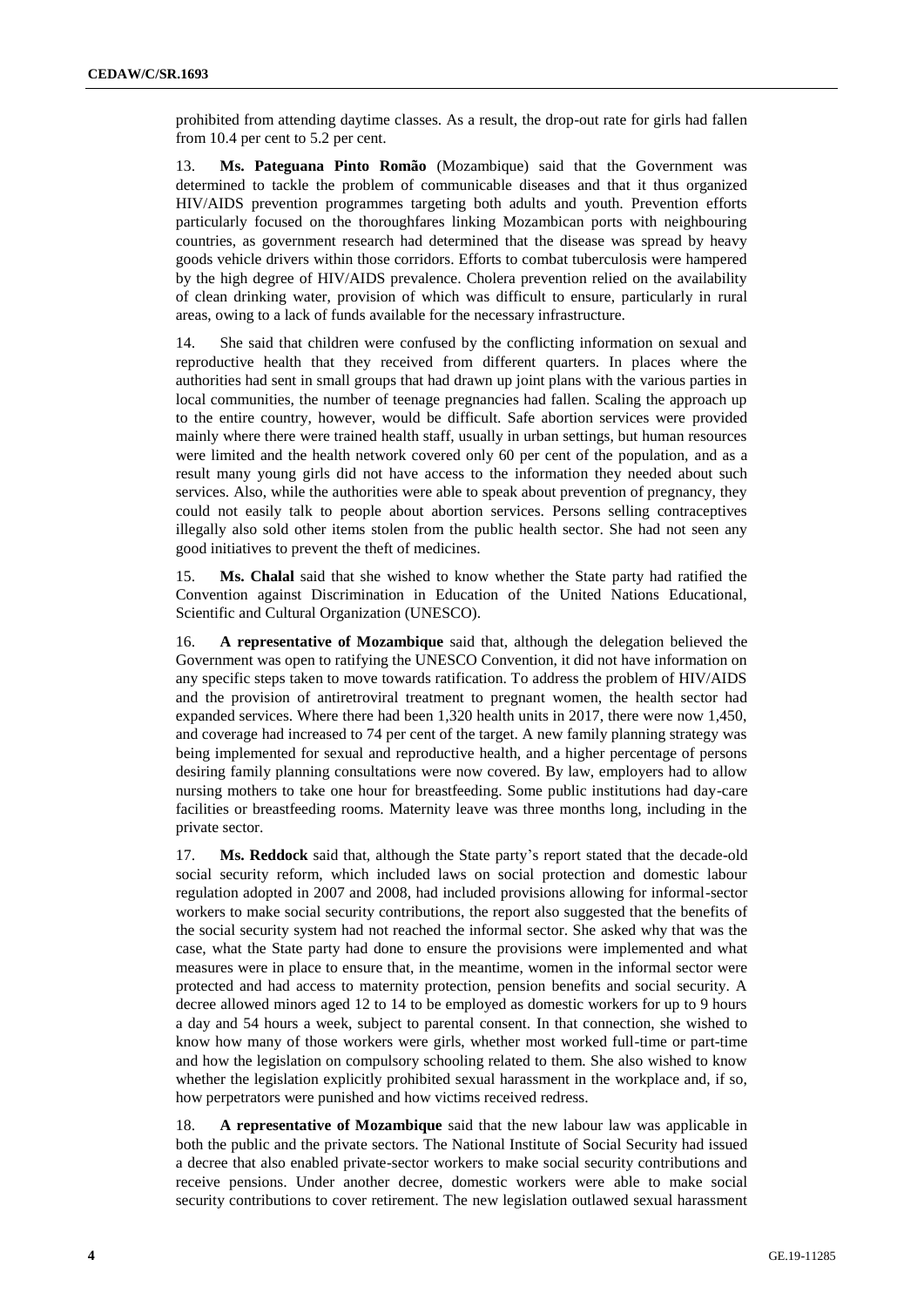prohibited from attending daytime classes. As a result, the drop-out rate for girls had fallen from 10.4 per cent to 5.2 per cent.

13. **Ms. Pateguana Pinto Romão** (Mozambique) said that the Government was determined to tackle the problem of communicable diseases and that it thus organized HIV/AIDS prevention programmes targeting both adults and youth. Prevention efforts particularly focused on the thoroughfares linking Mozambican ports with neighbouring countries, as government research had determined that the disease was spread by heavy goods vehicle drivers within those corridors. Efforts to combat tuberculosis were hampered by the high degree of HIV/AIDS prevalence. Cholera prevention relied on the availability of clean drinking water, provision of which was difficult to ensure, particularly in rural areas, owing to a lack of funds available for the necessary infrastructure.

14. She said that children were confused by the conflicting information on sexual and reproductive health that they received from different quarters. In places where the authorities had sent in small groups that had drawn up joint plans with the various parties in local communities, the number of teenage pregnancies had fallen. Scaling the approach up to the entire country, however, would be difficult. Safe abortion services were provided mainly where there were trained health staff, usually in urban settings, but human resources were limited and the health network covered only 60 per cent of the population, and as a result many young girls did not have access to the information they needed about such services. Also, while the authorities were able to speak about prevention of pregnancy, they could not easily talk to people about abortion services. Persons selling contraceptives illegally also sold other items stolen from the public health sector. She had not seen any good initiatives to prevent the theft of medicines.

15. **Ms. Chalal** said that she wished to know whether the State party had ratified the Convention against Discrimination in Education of the United Nations Educational, Scientific and Cultural Organization (UNESCO).

16. **A representative of Mozambique** said that, although the delegation believed the Government was open to ratifying the UNESCO Convention, it did not have information on any specific steps taken to move towards ratification. To address the problem of HIV/AIDS and the provision of antiretroviral treatment to pregnant women, the health sector had expanded services. Where there had been 1,320 health units in 2017, there were now 1,450, and coverage had increased to 74 per cent of the target. A new family planning strategy was being implemented for sexual and reproductive health, and a higher percentage of persons desiring family planning consultations were now covered. By law, employers had to allow nursing mothers to take one hour for breastfeeding. Some public institutions had day-care facilities or breastfeeding rooms. Maternity leave was three months long, including in the private sector.

17. **Ms. Reddock** said that, although the State party's report stated that the decade-old social security reform, which included laws on social protection and domestic labour regulation adopted in 2007 and 2008, had included provisions allowing for informal-sector workers to make social security contributions, the report also suggested that the benefits of the social security system had not reached the informal sector. She asked why that was the case, what the State party had done to ensure the provisions were implemented and what measures were in place to ensure that, in the meantime, women in the informal sector were protected and had access to maternity protection, pension benefits and social security. A decree allowed minors aged 12 to 14 to be employed as domestic workers for up to 9 hours a day and 54 hours a week, subject to parental consent. In that connection, she wished to know how many of those workers were girls, whether most worked full-time or part-time and how the legislation on compulsory schooling related to them. She also wished to know whether the legislation explicitly prohibited sexual harassment in the workplace and, if so, how perpetrators were punished and how victims received redress.

18. **A representative of Mozambique** said that the new labour law was applicable in both the public and the private sectors. The National Institute of Social Security had issued a decree that also enabled private-sector workers to make social security contributions and receive pensions. Under another decree, domestic workers were able to make social security contributions to cover retirement. The new legislation outlawed sexual harassment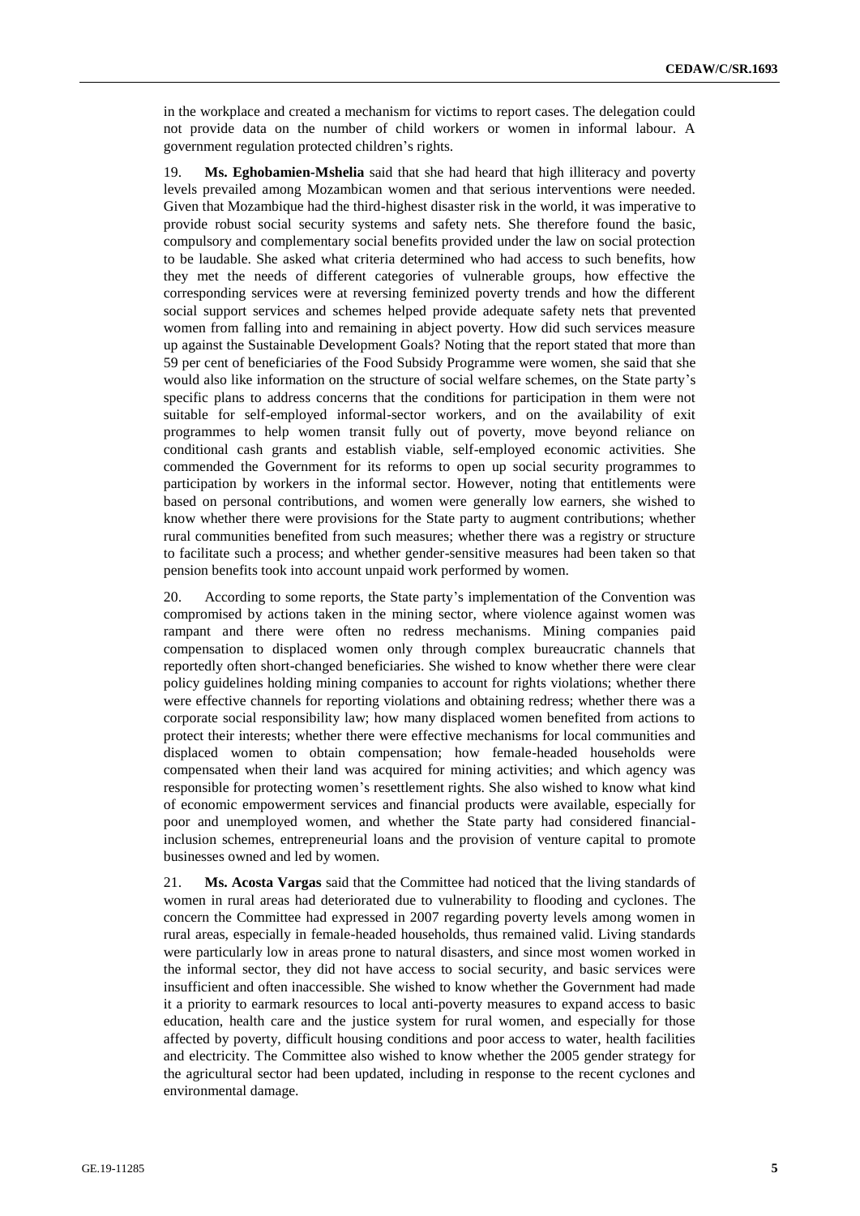in the workplace and created a mechanism for victims to report cases. The delegation could not provide data on the number of child workers or women in informal labour. A government regulation protected children's rights.

19. **Ms. Eghobamien-Mshelia** said that she had heard that high illiteracy and poverty levels prevailed among Mozambican women and that serious interventions were needed. Given that Mozambique had the third-highest disaster risk in the world, it was imperative to provide robust social security systems and safety nets. She therefore found the basic, compulsory and complementary social benefits provided under the law on social protection to be laudable. She asked what criteria determined who had access to such benefits, how they met the needs of different categories of vulnerable groups, how effective the corresponding services were at reversing feminized poverty trends and how the different social support services and schemes helped provide adequate safety nets that prevented women from falling into and remaining in abject poverty. How did such services measure up against the Sustainable Development Goals? Noting that the report stated that more than 59 per cent of beneficiaries of the Food Subsidy Programme were women, she said that she would also like information on the structure of social welfare schemes, on the State party's specific plans to address concerns that the conditions for participation in them were not suitable for self-employed informal-sector workers, and on the availability of exit programmes to help women transit fully out of poverty, move beyond reliance on conditional cash grants and establish viable, self-employed economic activities. She commended the Government for its reforms to open up social security programmes to participation by workers in the informal sector. However, noting that entitlements were based on personal contributions, and women were generally low earners, she wished to know whether there were provisions for the State party to augment contributions; whether rural communities benefited from such measures; whether there was a registry or structure to facilitate such a process; and whether gender-sensitive measures had been taken so that pension benefits took into account unpaid work performed by women.

20. According to some reports, the State party's implementation of the Convention was compromised by actions taken in the mining sector, where violence against women was rampant and there were often no redress mechanisms. Mining companies paid compensation to displaced women only through complex bureaucratic channels that reportedly often short-changed beneficiaries. She wished to know whether there were clear policy guidelines holding mining companies to account for rights violations; whether there were effective channels for reporting violations and obtaining redress; whether there was a corporate social responsibility law; how many displaced women benefited from actions to protect their interests; whether there were effective mechanisms for local communities and displaced women to obtain compensation; how female-headed households were compensated when their land was acquired for mining activities; and which agency was responsible for protecting women's resettlement rights. She also wished to know what kind of economic empowerment services and financial products were available, especially for poor and unemployed women, and whether the State party had considered financial-inclusion schemes, entrepreneurial loans and the provision of venture capital to promote businesses owned and led by women.

21. **Ms. Acosta Vargas** said that the Committee had noticed that the living standards of women in rural areas had deteriorated due to vulnerability to flooding and cyclones. The concern the Committee had expressed in 2007 regarding poverty levels among women in rural areas, especially in female-headed households, thus remained valid. Living standards were particularly low in areas prone to natural disasters, and since most women worked in the informal sector, they did not have access to social security, and basic services were insufficient and often inaccessible. She wished to know whether the Government had made it a priority to earmark resources to local anti-poverty measures to expand access to basic education, health care and the justice system for rural women, and especially for those affected by poverty, difficult housing conditions and poor access to water, health facilities and electricity. The Committee also wished to know whether the 2005 gender strategy for the agricultural sector had been updated, including in response to the recent cyclones and environmental damage.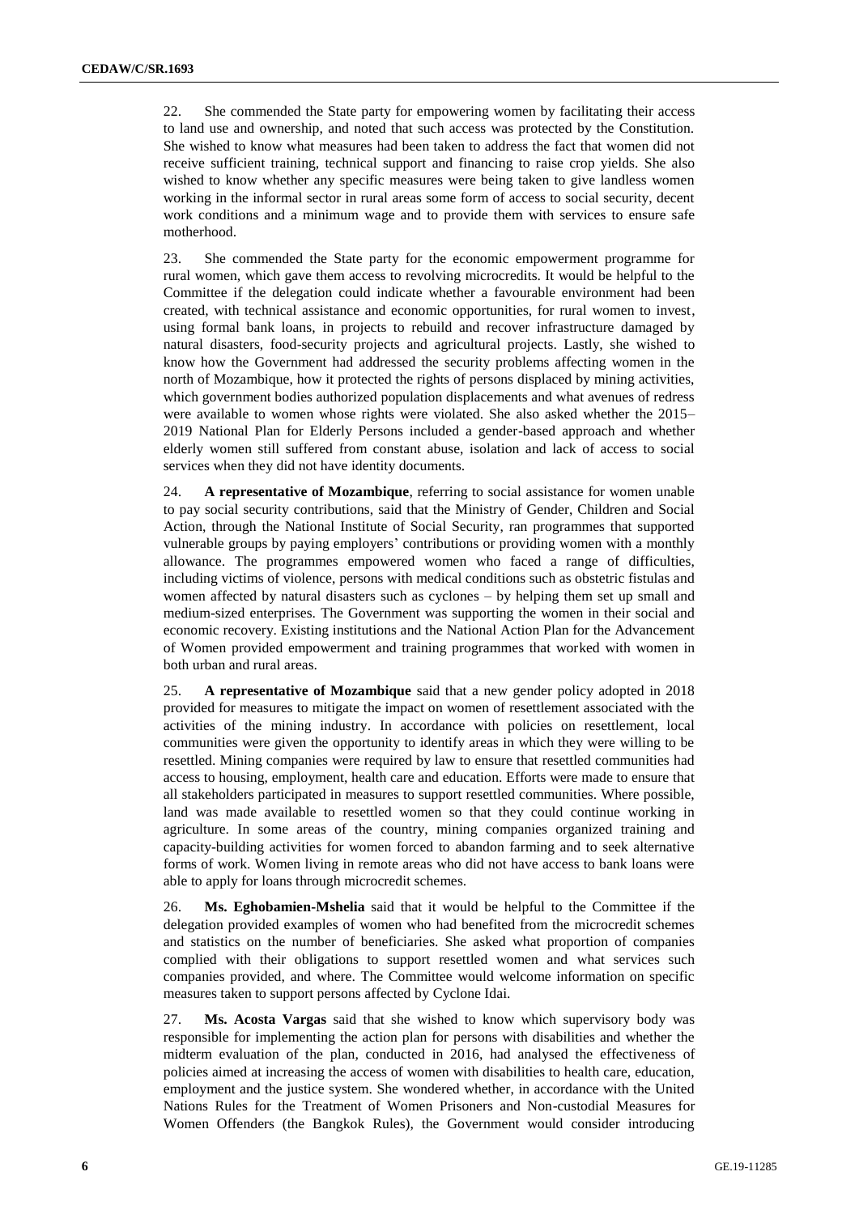22. She commended the State party for empowering women by facilitating their access to land use and ownership, and noted that such access was protected by the Constitution. She wished to know what measures had been taken to address the fact that women did not receive sufficient training, technical support and financing to raise crop yields. She also wished to know whether any specific measures were being taken to give landless women working in the informal sector in rural areas some form of access to social security, decent work conditions and a minimum wage and to provide them with services to ensure safe motherhood.

23. She commended the State party for the economic empowerment programme for rural women, which gave them access to revolving microcredits. It would be helpful to the Committee if the delegation could indicate whether a favourable environment had been created, with technical assistance and economic opportunities, for rural women to invest, using formal bank loans, in projects to rebuild and recover infrastructure damaged by natural disasters, food-security projects and agricultural projects. Lastly, she wished to know how the Government had addressed the security problems affecting women in the north of Mozambique, how it protected the rights of persons displaced by mining activities, which government bodies authorized population displacements and what avenues of redress were available to women whose rights were violated. She also asked whether the 2015–2019 National Plan for Elderly Persons included a gender-based approach and whether elderly women still suffered from constant abuse, isolation and lack of access to social services when they did not have identity documents.

24. **A representative of Mozambique**, referring to social assistance for women unable to pay social security contributions, said that the Ministry of Gender, Children and Social Action, through the National Institute of Social Security, ran programmes that supported vulnerable groups by paying employers' contributions or providing women with a monthly allowance. The programmes empowered women who faced a range of difficulties, including victims of violence, persons with medical conditions such as obstetric fistulas and women affected by natural disasters such as cyclones – by helping them set up small and medium-sized enterprises. The Government was supporting the women in their social and economic recovery. Existing institutions and the National Action Plan for the Advancement of Women provided empowerment and training programmes that worked with women in both urban and rural areas.

25. **A representative of Mozambique** said that a new gender policy adopted in 2018 provided for measures to mitigate the impact on women of resettlement associated with the activities of the mining industry. In accordance with policies on resettlement, local communities were given the opportunity to identify areas in which they were willing to be resettled. Mining companies were required by law to ensure that resettled communities had access to housing, employment, health care and education. Efforts were made to ensure that all stakeholders participated in measures to support resettled communities. Where possible, land was made available to resettled women so that they could continue working in agriculture. In some areas of the country, mining companies organized training and capacity-building activities for women forced to abandon farming and to seek alternative forms of work. Women living in remote areas who did not have access to bank loans were able to apply for loans through microcredit schemes.

26. **Ms. Eghobamien-Mshelia** said that it would be helpful to the Committee if the delegation provided examples of women who had benefited from the microcredit schemes and statistics on the number of beneficiaries. She asked what proportion of companies complied with their obligations to support resettled women and what services such companies provided, and where. The Committee would welcome information on specific measures taken to support persons affected by Cyclone Idai.

27. **Ms. Acosta Vargas** said that she wished to know which supervisory body was responsible for implementing the action plan for persons with disabilities and whether the midterm evaluation of the plan, conducted in 2016, had analysed the effectiveness of policies aimed at increasing the access of women with disabilities to health care, education, employment and the justice system. She wondered whether, in accordance with the United Nations Rules for the Treatment of Women Prisoners and Non-custodial Measures for Women Offenders (the Bangkok Rules), the Government would consider introducing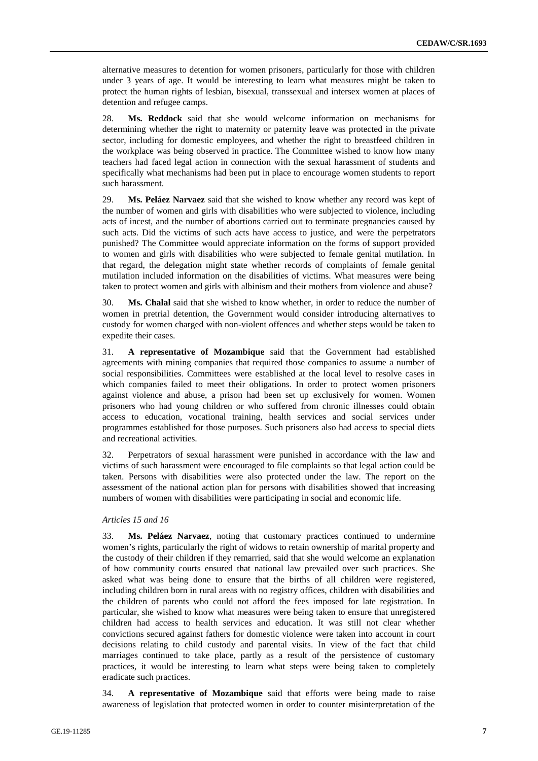alternative measures to detention for women prisoners, particularly for those with children under 3 years of age. It would be interesting to learn what measures might be taken to protect the human rights of lesbian, bisexual, transsexual and intersex women at places of detention and refugee camps.

28. **Ms. Reddock** said that she would welcome information on mechanisms for determining whether the right to maternity or paternity leave was protected in the private sector, including for domestic employees, and whether the right to breastfeed children in the workplace was being observed in practice. The Committee wished to know how many teachers had faced legal action in connection with the sexual harassment of students and specifically what mechanisms had been put in place to encourage women students to report such harassment.

29. **Ms. Peláez Narvaez** said that she wished to know whether any record was kept of the number of women and girls with disabilities who were subjected to violence, including acts of incest, and the number of abortions carried out to terminate pregnancies caused by such acts. Did the victims of such acts have access to justice, and were the perpetrators punished? The Committee would appreciate information on the forms of support provided to women and girls with disabilities who were subjected to female genital mutilation. In that regard, the delegation might state whether records of complaints of female genital mutilation included information on the disabilities of victims. What measures were being taken to protect women and girls with albinism and their mothers from violence and abuse?

30. **Ms. Chalal** said that she wished to know whether, in order to reduce the number of women in pretrial detention, the Government would consider introducing alternatives to custody for women charged with non-violent offences and whether steps would be taken to expedite their cases.

31. **A representative of Mozambique** said that the Government had established agreements with mining companies that required those companies to assume a number of social responsibilities. Committees were established at the local level to resolve cases in which companies failed to meet their obligations. In order to protect women prisoners against violence and abuse, a prison had been set up exclusively for women. Women prisoners who had young children or who suffered from chronic illnesses could obtain access to education, vocational training, health services and social services under programmes established for those purposes. Such prisoners also had access to special diets and recreational activities.

32. Perpetrators of sexual harassment were punished in accordance with the law and victims of such harassment were encouraged to file complaints so that legal action could be taken. Persons with disabilities were also protected under the law. The report on the assessment of the national action plan for persons with disabilities showed that increasing numbers of women with disabilities were participating in social and economic life.

*Articles 15 and 16*

33. **Ms. Peláez Narvaez**, noting that customary practices continued to undermine women's rights, particularly the right of widows to retain ownership of marital property and the custody of their children if they remarried, said that she would welcome an explanation of how community courts ensured that national law prevailed over such practices. She asked what was being done to ensure that the births of all children were registered, including children born in rural areas with no registry offices, children with disabilities and the children of parents who could not afford the fees imposed for late registration. In particular, she wished to know what measures were being taken to ensure that unregistered children had access to health services and education. It was still not clear whether convictions secured against fathers for domestic violence were taken into account in court decisions relating to child custody and parental visits. In view of the fact that child marriages continued to take place, partly as a result of the persistence of customary practices, it would be interesting to learn what steps were being taken to completely eradicate such practices.

34. **A representative of Mozambique** said that efforts were being made to raise awareness of legislation that protected women in order to counter misinterpretation of the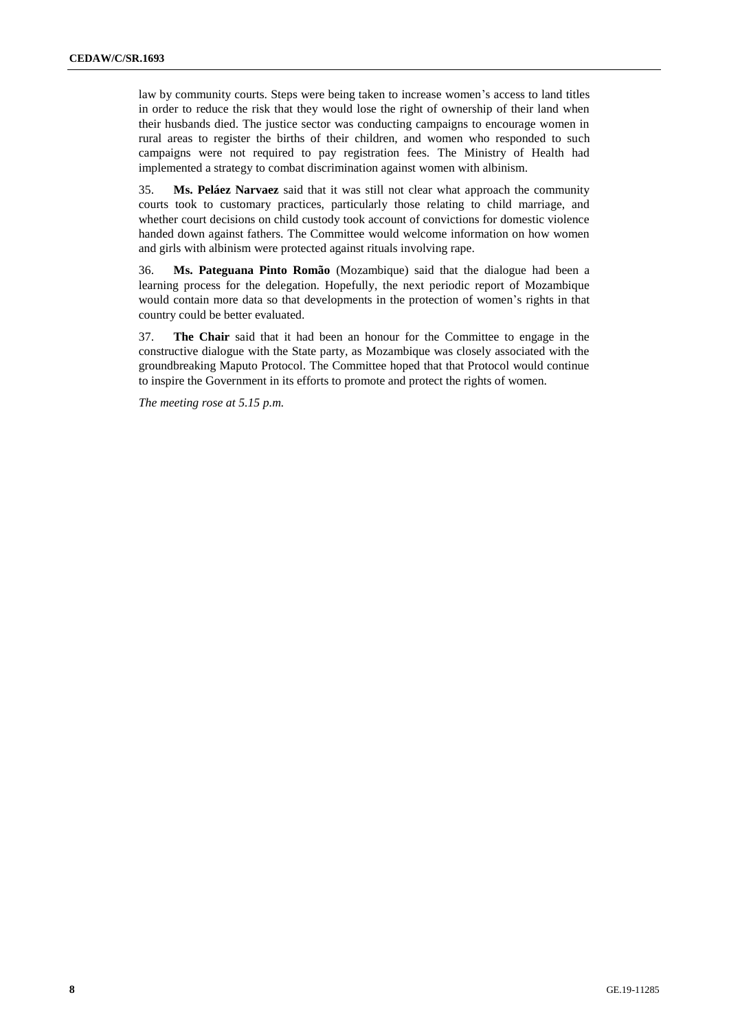law by community courts. Steps were being taken to increase women's access to land titles in order to reduce the risk that they would lose the right of ownership of their land when their husbands died. The justice sector was conducting campaigns to encourage women in rural areas to register the births of their children, and women who responded to such campaigns were not required to pay registration fees. The Ministry of Health had implemented a strategy to combat discrimination against women with albinism.

35. **Ms. Peláez Narvaez** said that it was still not clear what approach the community courts took to customary practices, particularly those relating to child marriage, and whether court decisions on child custody took account of convictions for domestic violence handed down against fathers. The Committee would welcome information on how women and girls with albinism were protected against rituals involving rape.

36. **Ms. Pateguana Pinto Romão** (Mozambique) said that the dialogue had been a learning process for the delegation. Hopefully, the next periodic report of Mozambique would contain more data so that developments in the protection of women's rights in that country could be better evaluated.

37. **The Chair** said that it had been an honour for the Committee to engage in the constructive dialogue with the State party, as Mozambique was closely associated with the groundbreaking Maputo Protocol. The Committee hoped that that Protocol would continue to inspire the Government in its efforts to promote and protect the rights of women.

*The meeting rose at 5.15 p.m.*